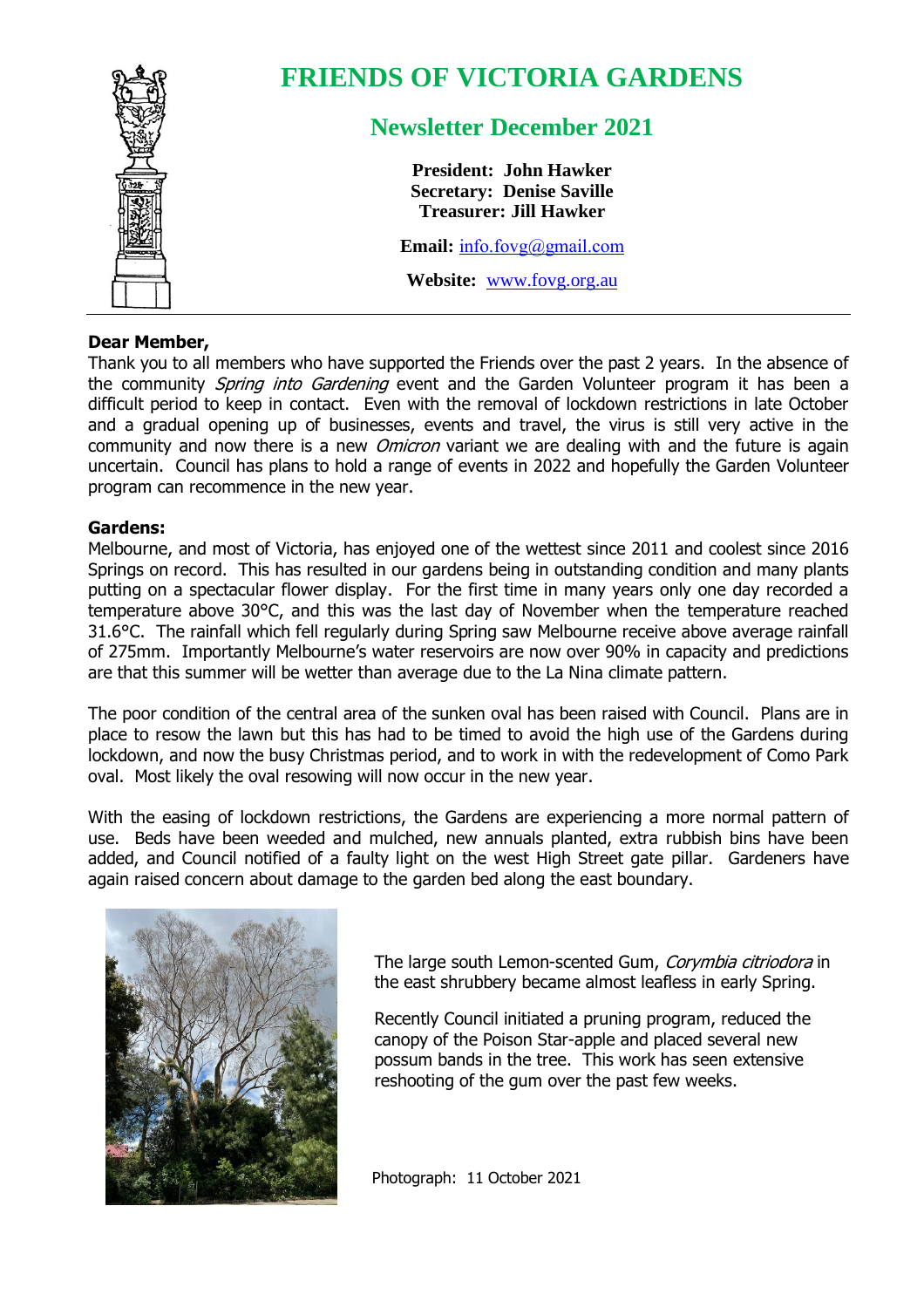# FRIENDS OF VICTORIA GARDENS

## Newsletter December 2021

**President: John Hawker**
**Secretary: Denise Saville**
**Treasurer: Jill Hawker**

**Email:** info.fovg@gmail.com

**Website:** www.fovg.org.au

**Dear Member,**

Thank you to all members who have supported the Friends over the past 2 years. In the absence of the community *Spring into Gardening* event and the Garden Volunteer program it has been a difficult period to keep in contact. Even with the removal of lockdown restrictions in late October and a gradual opening up of businesses, events and travel, the virus is still very active in the community and now there is a new *Omicron* variant we are dealing with and the future is again uncertain. Council has plans to hold a range of events in 2022 and hopefully the Garden Volunteer program can recommence in the new year.

**Gardens:**

Melbourne, and most of Victoria, has enjoyed one of the wettest since 2011 and coolest since 2016 Springs on record. This has resulted in our gardens being in outstanding condition and many plants putting on a spectacular flower display. For the first time in many years only one day recorded a temperature above 30°C, and this was the last day of November when the temperature reached 31.6°C. The rainfall which fell regularly during Spring saw Melbourne receive above average rainfall of 275mm. Importantly Melbourne's water reservoirs are now over 90% in capacity and predictions are that this summer will be wetter than average due to the La Nina climate pattern.

The poor condition of the central area of the sunken oval has been raised with Council. Plans are in place to resow the lawn but this has had to be timed to avoid the high use of the Gardens during lockdown, and now the busy Christmas period, and to work in with the redevelopment of Como Park oval. Most likely the oval resowing will now occur in the new year.

With the easing of lockdown restrictions, the Gardens are experiencing a more normal pattern of use. Beds have been weeded and mulched, new annuals planted, extra rubbish bins have been added, and Council notified of a faulty light on the west High Street gate pillar. Gardeners have again raised concern about damage to the garden bed along the east boundary.

The large south Lemon-scented Gum, *Corymbia citriodora* in the east shrubbery became almost leafless in early Spring.

Recently Council initiated a pruning program, reduced the canopy of the Poison Star-apple and placed several new possum bands in the tree. This work has seen extensive reshooting of the gum over the past few weeks.

Photograph: 11 October 2021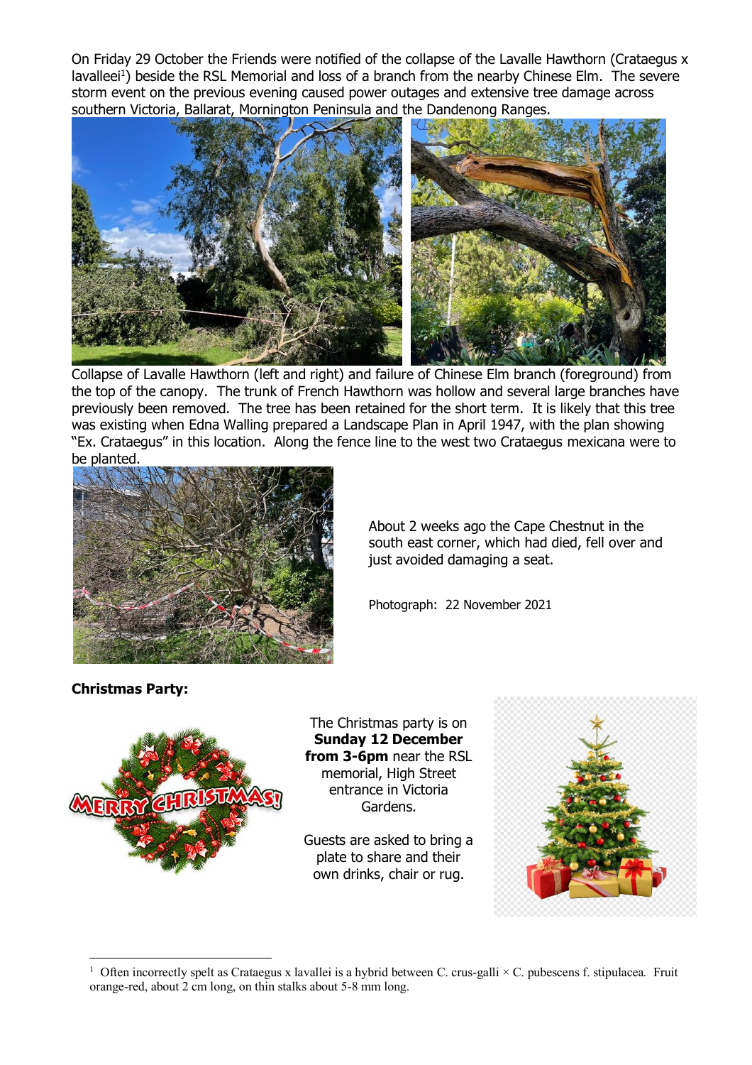On Friday 29 October the Friends were notified of the collapse of the Lavalle Hawthorn (Crataegus x lavalleei[1]) beside the RSL Memorial and loss of a branch from the nearby Chinese Elm. The severe storm event on the previous evening caused power outages and extensive tree damage across southern Victoria, Ballarat, Mornington Peninsula and the Dandenong Ranges.

Collapse of Lavalle Hawthorn (left and right) and failure of Chinese Elm branch (foreground) from the top of the canopy. The trunk of French Hawthorn was hollow and several large branches have previously been removed. The tree has been retained for the short term. It is likely that this tree was existing when Edna Walling prepared a Landscape Plan in April 1947, with the plan showing "Ex. Crataegus" in this location. Along the fence line to the west two Crataegus mexicana were to be planted.

About 2 weeks ago the Cape Chestnut in the south east corner, which had died, fell over and just avoided damaging a seat.

Photograph: 22 November 2021

**Christmas Party:**

The Christmas party is on **Sunday 12 December from 3-6pm** near the RSL memorial, High Street entrance in Victoria Gardens.

Guests are asked to bring a plate to share and their own drinks, chair or rug.

[1] Often incorrectly spelt as Crataegus x lavallei is a hybrid between C. crus-galli × C. pubescens f. stipulacea. Fruit orange-red, about 2 cm long, on thin stalks about 5-8 mm long.